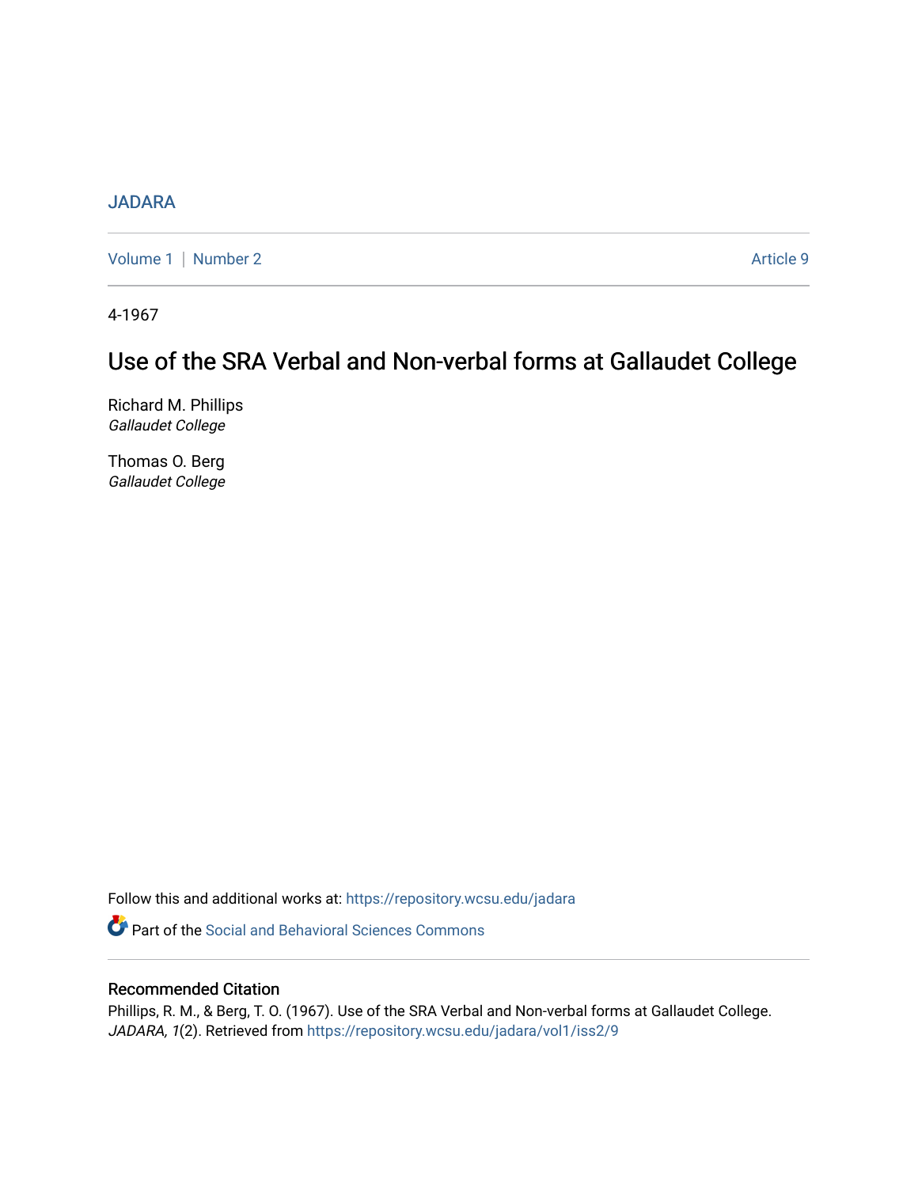JADARA

Volume 1 | Number 2 Article 9

4-1967

# Use of the SRA Verbal and Non-verbal forms at Gallaudet College

Richard M. Phillips
*Gallaudet College*

Thomas O. Berg
*Gallaudet College*

Follow this and additional works at: https://repository.wcsu.edu/jadara

Part of the Social and Behavioral Sciences Commons

## Recommended Citation

Phillips, R. M., & Berg, T. O. (1967). Use of the SRA Verbal and Non-verbal forms at Gallaudet College. *JADARA, 1*(2). Retrieved from https://repository.wcsu.edu/jadara/vol1/iss2/9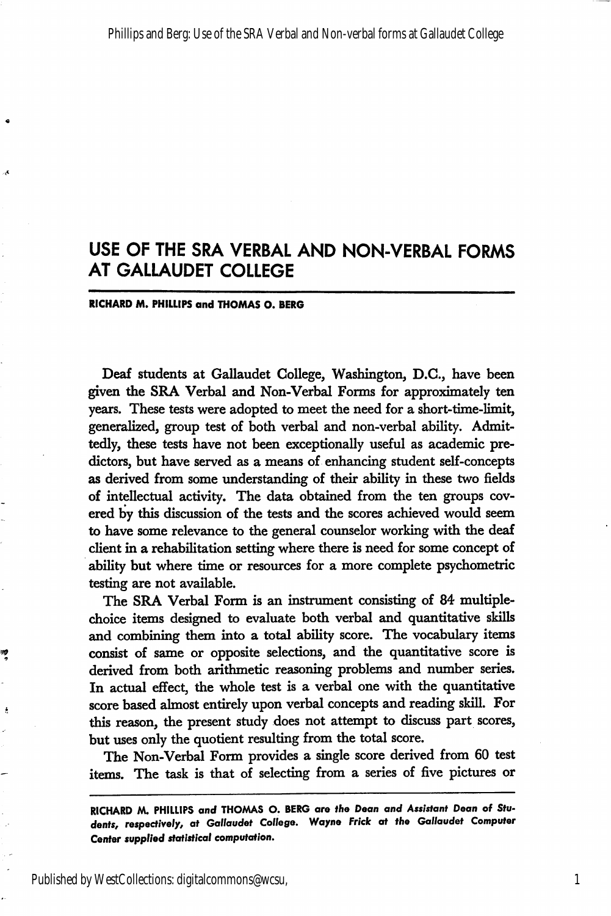# USE OF THE SRA VERBAL AND NON-VERBAL FORMS AT GALLAUDET COLLEGE

**RICHARD M. PHILLIPS and THOMAS O. BERG**

Deaf students at Gallaudet College, Washington, D.C., have been given the SRA Verbal and Non-Verbal Forms for approximately ten years. These tests were adopted to meet the need for a short-time-limit, generalized, group test of both verbal and non-verbal ability. Admittedly, these tests have not been exceptionally useful as academic predictors, but have served as a means of enhancing student self-concepts as derived from some understanding of their ability in these two fields of intellectual activity. The data obtained from the ten groups covered by this discussion of the tests and the scores achieved would seem to have some relevance to the general counselor working with the deaf client in a rehabilitation setting where there is need for some concept of ability but where time or resources for a more complete psychometric testing are not available.

The SRA Verbal Form is an instrument consisting of 84 multiple-choice items designed to evaluate both verbal and quantitative skills and combining them into a total ability score. The vocabulary items consist of same or opposite selections, and the quantitative score is derived from both arithmetic reasoning problems and number series. In actual effect, the whole test is a verbal one with the quantitative score based almost entirely upon verbal concepts and reading skill. For this reason, the present study does not attempt to discuss part scores, but uses only the quotient resulting from the total score.

The Non-Verbal Form provides a single score derived from 60 test items. The task is that of selecting from a series of five pictures or

**RICHARD M. PHILLIPS** *and* **THOMAS O. BERG** *are the Dean and Assistant Dean of Students, respectively, at Gallaudet College. Wayne Frick at the Gallaudet Computer Center supplied statistical computation.*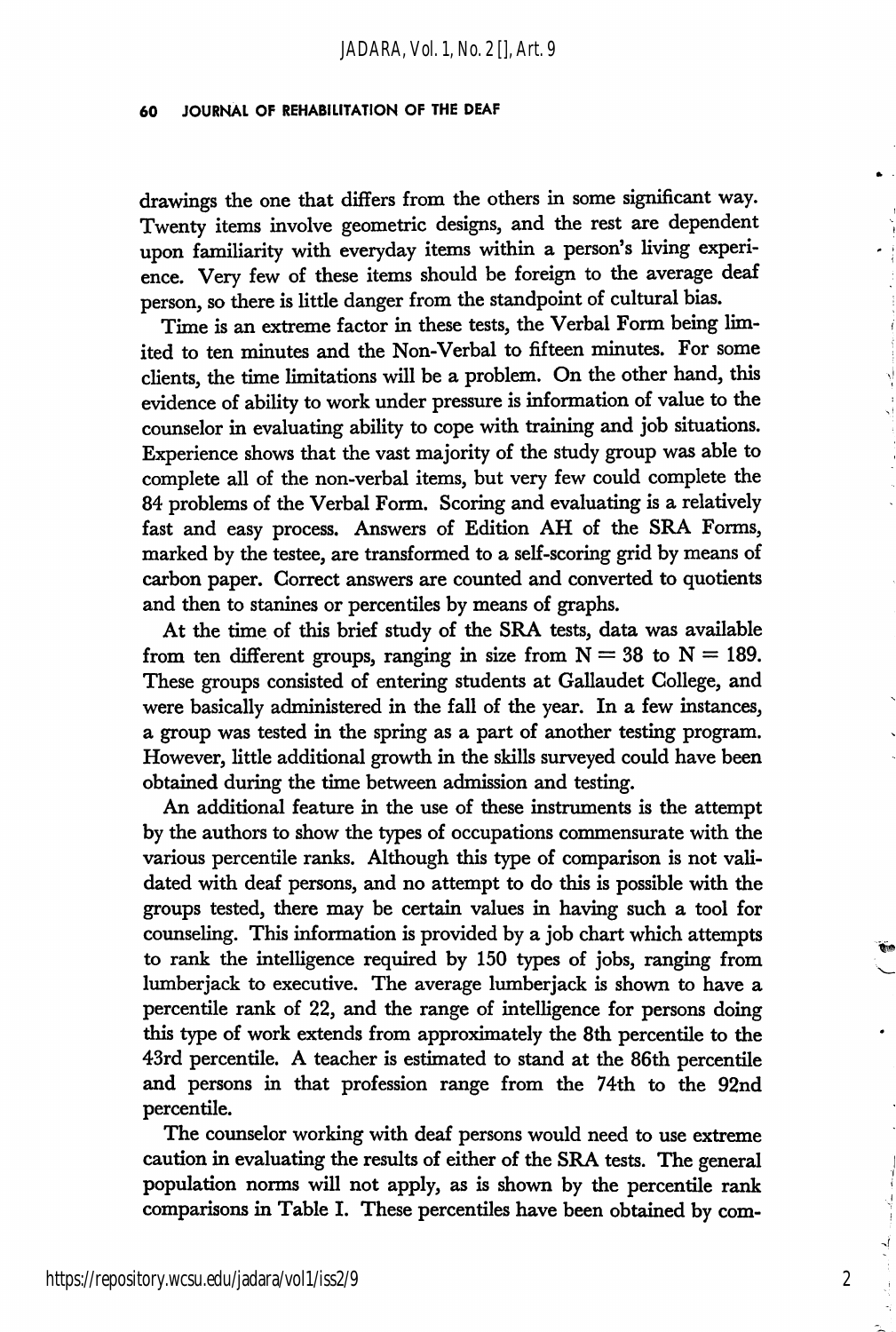drawings the one that differs from the others in some significant way. Twenty items involve geometric designs, and the rest are dependent upon familiarity with everyday items within a person's living experience. Very few of these items should be foreign to the average deaf person, so there is little danger from the standpoint of cultural bias.

Time is an extreme factor in these tests, the Verbal Form being limited to ten minutes and the Non-Verbal to fifteen minutes. For some clients, the time limitations will be a problem. On the other hand, this evidence of ability to work under pressure is information of value to the counselor in evaluating ability to cope with training and job situations. Experience shows that the vast majority of the study group was able to complete all of the non-verbal items, but very few could complete the 84 problems of the Verbal Form. Scoring and evaluating is a relatively fast and easy process. Answers of Edition AH of the SRA Forms, marked by the testee, are transformed to a self-scoring grid by means of carbon paper. Correct answers are counted and converted to quotients and then to stanines or percentiles by means of graphs.

At the time of this brief study of the SRA tests, data was available from ten different groups, ranging in size from N = 38 to N = 189. These groups consisted of entering students at Gallaudet College, and were basically administered in the fall of the year. In a few instances, a group was tested in the spring as a part of another testing program. However, little additional growth in the skills surveyed could have been obtained during the time between admission and testing.

An additional feature in the use of these instruments is the attempt by the authors to show the types of occupations commensurate with the various percentile ranks. Although this type of comparison is not validated with deaf persons, and no attempt to do this is possible with the groups tested, there may be certain values in having such a tool for counseling. This information is provided by a job chart which attempts to rank the intelligence required by 150 types of jobs, ranging from lumberjack to executive. The average lumberjack is shown to have a percentile rank of 22, and the range of intelligence for persons doing this type of work extends from approximately the 8th percentile to the 43rd percentile. A teacher is estimated to stand at the 86th percentile and persons in that profession range from the 74th to the 92nd percentile.

The counselor working with deaf persons would need to use extreme caution in evaluating the results of either of the SRA tests. The general population norms will not apply, as is shown by the percentile rank comparisons in Table I. These percentiles have been obtained by com-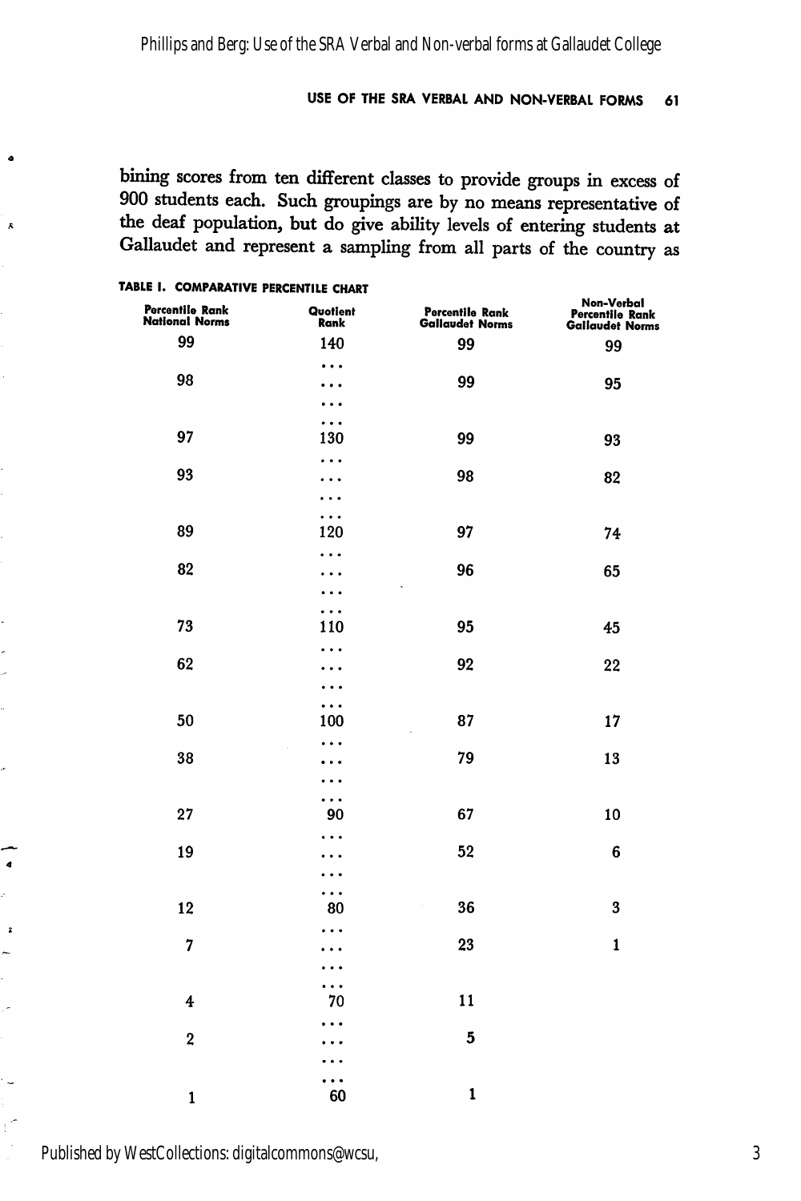bining scores from ten different classes to provide groups in excess of 900 students each. Such groupings are by no means representative of the deaf population, but do give ability levels of entering students at Gallaudet and represent a sampling from all parts of the country as

**TABLE I. COMPARATIVE PERCENTILE CHART**

| Percentile Rank National Norms | Quotient Rank | Percentile Rank Gallaudet Norms | Non-Verbal Percentile Rank Gallaudet Norms |
|---|---|---|---|
| 99 | 140 | 99 | 99 |
| | ... | | |
| 98 | ... | 99 | 95 |
| | ... | | |
| | ... | | |
| 97 | 130 | 99 | 93 |
| | ... | | |
| 93 | ... | 98 | 82 |
| | ... | | |
| | ... | | |
| 89 | 120 | 97 | 74 |
| | ... | | |
| 82 | ... | 96 | 65 |
| | ... | | |
| | ... | | |
| 73 | 110 | 95 | 45 |
| | ... | | |
| 62 | ... | 92 | 22 |
| | ... | | |
| | ... | | |
| 50 | 100 | 87 | 17 |
| | ... | | |
| 38 | ... | 79 | 13 |
| | ... | | |
| | ... | | |
| 27 | 90 | 67 | 10 |
| | ... | | |
| 19 | ... | 52 | 6 |
| | ... | | |
| | ... | | |
| 12 | 80 | 36 | 3 |
| | ... | | |
| 7 | ... | 23 | 1 |
| | ... | | |
| | ... | | |
| 4 | 70 | 11 | |
| | ... | | |
| 2 | ... | 5 | |
| | ... | | |
| | ... | | |
| 1 | 60 | 1 | |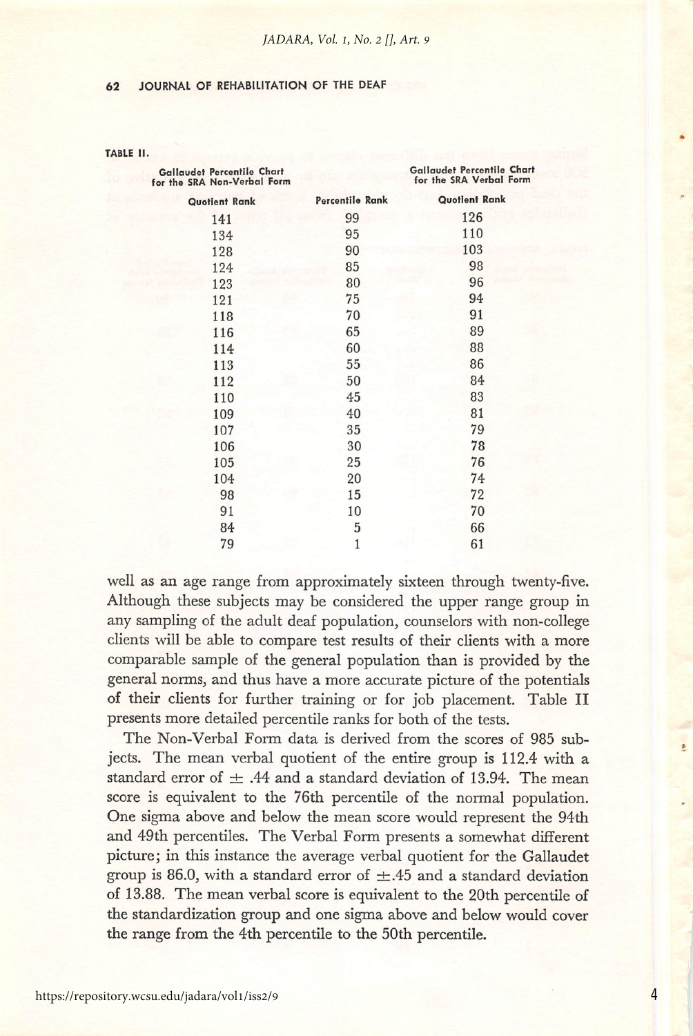**TABLE II.**

| Gallaudet Percentile Chart for the SRA Non-Verbal Form | | Gallaudet Percentile Chart for the SRA Verbal Form |
|---|---|---|
| **Quotient Rank** | **Percentile Rank** | **Quotient Rank** |
| 141 | 99 | 126 |
| 134 | 95 | 110 |
| 128 | 90 | 103 |
| 124 | 85 | 98 |
| 123 | 80 | 96 |
| 121 | 75 | 94 |
| 118 | 70 | 91 |
| 116 | 65 | 89 |
| 114 | 60 | 88 |
| 113 | 55 | 86 |
| 112 | 50 | 84 |
| 110 | 45 | 83 |
| 109 | 40 | 81 |
| 107 | 35 | 79 |
| 106 | 30 | 78 |
| 105 | 25 | 76 |
| 104 | 20 | 74 |
| 98 | 15 | 72 |
| 91 | 10 | 70 |
| 84 | 5 | 66 |
| 79 | 1 | 61 |

well as an age range from approximately sixteen through twenty-five. Although these subjects may be considered the upper range group in any sampling of the adult deaf population, counselors with non-college clients will be able to compare test results of their clients with a more comparable sample of the general population than is provided by the general norms, and thus have a more accurate picture of the potentials of their clients for further training or for job placement. Table II presents more detailed percentile ranks for both of the tests.

The Non-Verbal Form data is derived from the scores of 985 subjects. The mean verbal quotient of the entire group is 112.4 with a standard error of ± .44 and a standard deviation of 13.94. The mean score is equivalent to the 76th percentile of the normal population. One sigma above and below the mean score would represent the 94th and 49th percentiles. The Verbal Form presents a somewhat different picture; in this instance the average verbal quotient for the Gallaudet group is 86.0, with a standard error of ±.45 and a standard deviation of 13.88. The mean verbal score is equivalent to the 20th percentile of the standardization group and one sigma above and below would cover the range from the 4th percentile to the 50th percentile.